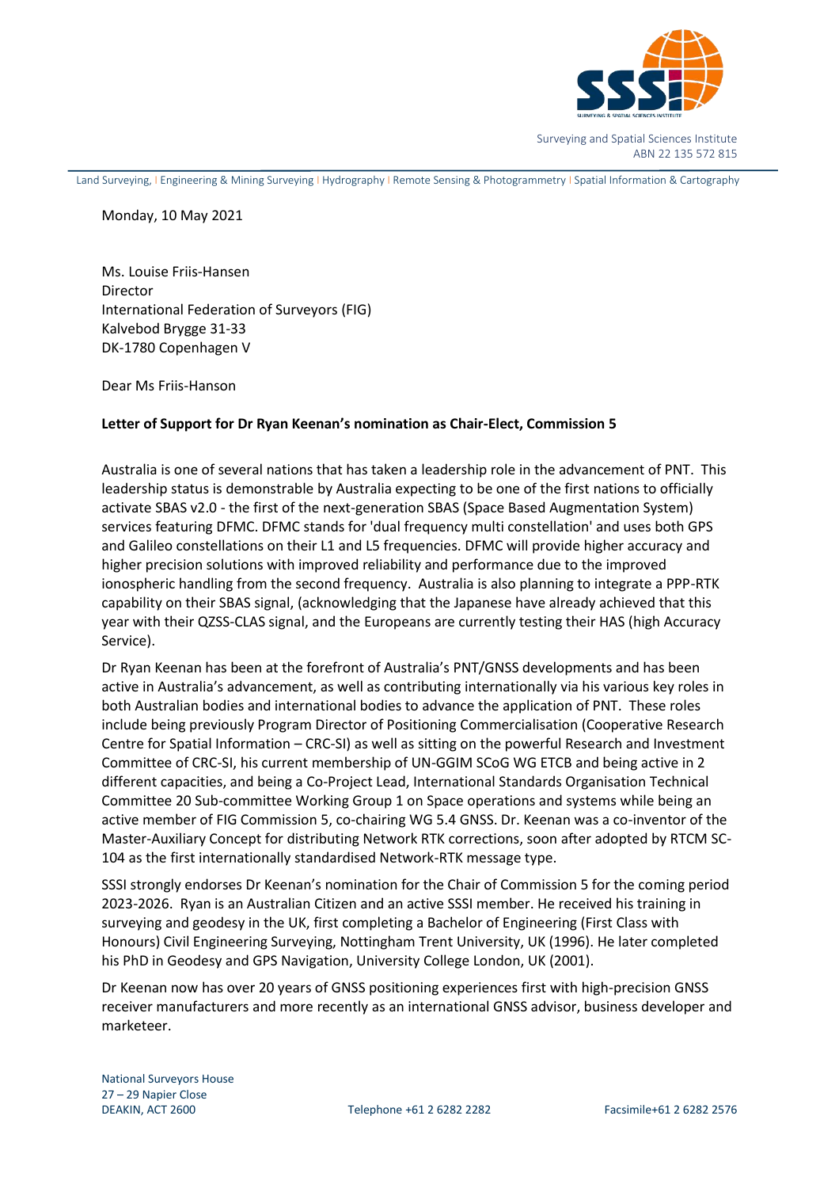Surveying and Spatial Sciences Institute
ABN 22 135 572 815

Land Surveying, | Engineering & Mining Surveying | Hydrography | Remote Sensing & Photogrammetry | Spatial Information & Cartography

Monday, 10 May 2021

Ms. Louise Friis-Hansen
Director
International Federation of Surveyors (FIG)
Kalvebod Brygge 31-33
DK-1780 Copenhagen V

Dear Ms Friis-Hanson

**Letter of Support for Dr Ryan Keenan's nomination as Chair-Elect, Commission 5**

Australia is one of several nations that has taken a leadership role in the advancement of PNT. This leadership status is demonstrable by Australia expecting to be one of the first nations to officially activate SBAS v2.0 - the first of the next-generation SBAS (Space Based Augmentation System) services featuring DFMC. DFMC stands for 'dual frequency multi constellation' and uses both GPS and Galileo constellations on their L1 and L5 frequencies. DFMC will provide higher accuracy and higher precision solutions with improved reliability and performance due to the improved ionospheric handling from the second frequency. Australia is also planning to integrate a PPP-RTK capability on their SBAS signal, (acknowledging that the Japanese have already achieved that this year with their QZSS-CLAS signal, and the Europeans are currently testing their HAS (high Accuracy Service).

Dr Ryan Keenan has been at the forefront of Australia's PNT/GNSS developments and has been active in Australia's advancement, as well as contributing internationally via his various key roles in both Australian bodies and international bodies to advance the application of PNT. These roles include being previously Program Director of Positioning Commercialisation (Cooperative Research Centre for Spatial Information – CRC-SI) as well as sitting on the powerful Research and Investment Committee of CRC-SI, his current membership of UN-GGIM SCoG WG ETCB and being active in 2 different capacities, and being a Co-Project Lead, International Standards Organisation Technical Committee 20 Sub-committee Working Group 1 on Space operations and systems while being an active member of FIG Commission 5, co-chairing WG 5.4 GNSS. Dr. Keenan was a co-inventor of the Master-Auxiliary Concept for distributing Network RTK corrections, soon after adopted by RTCM SC-104 as the first internationally standardised Network-RTK message type.

SSSI strongly endorses Dr Keenan's nomination for the Chair of Commission 5 for the coming period 2023-2026. Ryan is an Australian Citizen and an active SSSI member. He received his training in surveying and geodesy in the UK, first completing a Bachelor of Engineering (First Class with Honours) Civil Engineering Surveying, Nottingham Trent University, UK (1996). He later completed his PhD in Geodesy and GPS Navigation, University College London, UK (2001).

Dr Keenan now has over 20 years of GNSS positioning experiences first with high-precision GNSS receiver manufacturers and more recently as an international GNSS advisor, business developer and marketeer.

National Surveyors House
27 – 29 Napier Close
DEAKIN, ACT 2600

Telephone +61 2 6282 2282

Facsimile+61 2 6282 2576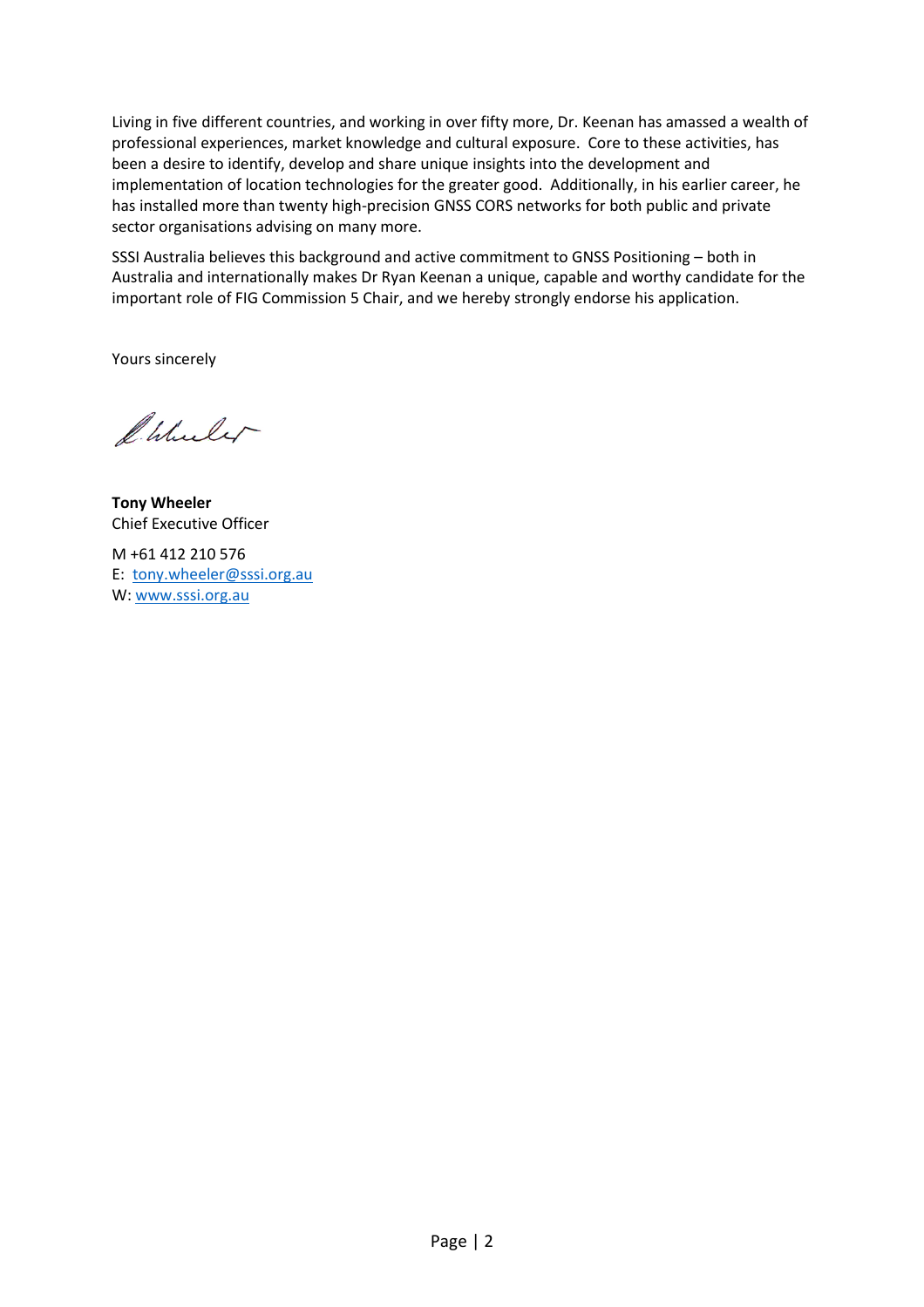Living in five different countries, and working in over fifty more, Dr. Keenan has amassed a wealth of professional experiences, market knowledge and cultural exposure. Core to these activities, has been a desire to identify, develop and share unique insights into the development and implementation of location technologies for the greater good. Additionally, in his earlier career, he has installed more than twenty high-precision GNSS CORS networks for both public and private sector organisations advising on many more.

SSSI Australia believes this background and active commitment to GNSS Positioning – both in Australia and internationally makes Dr Ryan Keenan a unique, capable and worthy candidate for the important role of FIG Commission 5 Chair, and we hereby strongly endorse his application.

Yours sincerely

**Tony Wheeler**
Chief Executive Officer

M +61 412 210 576
E: tony.wheeler@sssi.org.au
W: www.sssi.org.au